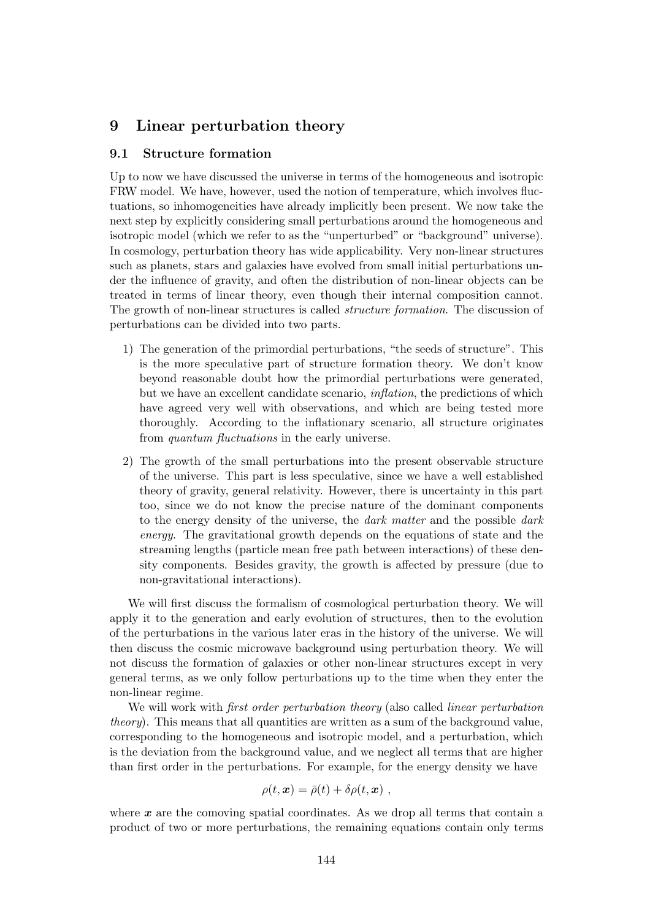# 9 Linear perturbation theory

## 9.1 Structure formation

Up to now we have discussed the universe in terms of the homogeneous and isotropic FRW model. We have, however, used the notion of temperature, which involves fluctuations, so inhomogeneities have already implicitly been present. We now take the next step by explicitly considering small perturbations around the homogeneous and isotropic model (which we refer to as the "unperturbed" or "background" universe). In cosmology, perturbation theory has wide applicability. Very non-linear structures such as planets, stars and galaxies have evolved from small initial perturbations under the influence of gravity, and often the distribution of non-linear objects can be treated in terms of linear theory, even though their internal composition cannot. The growth of non-linear structures is called *structure formation*. The discussion of perturbations can be divided into two parts.

1) The generation of the primordial perturbations, "the seeds of structure". This is the more speculative part of structure formation theory. We don't know beyond reasonable doubt how the primordial perturbations were generated, but we have an excellent candidate scenario, *inflation*, the predictions of which have agreed very well with observations, and which are being tested more thoroughly. According to the inflationary scenario, all structure originates from *quantum fluctuations* in the early universe.

2) The growth of the small perturbations into the present observable structure of the universe. This part is less speculative, since we have a well established theory of gravity, general relativity. However, there is uncertainty in this part too, since we do not know the precise nature of the dominant components to the energy density of the universe, the *dark matter* and the possible *dark energy*. The gravitational growth depends on the equations of state and the streaming lengths (particle mean free path between interactions) of these density components. Besides gravity, the growth is affected by pressure (due to non-gravitational interactions).

We will first discuss the formalism of cosmological perturbation theory. We will apply it to the generation and early evolution of structures, then to the evolution of the perturbations in the various later eras in the history of the universe. We will then discuss the cosmic microwave background using perturbation theory. We will not discuss the formation of galaxies or other non-linear structures except in very general terms, as we only follow perturbations up to the time when they enter the non-linear regime.

We will work with *first order perturbation theory* (also called *linear perturbation theory*). This means that all quantities are written as a sum of the background value, corresponding to the homogeneous and isotropic model, and a perturbation, which is the deviation from the background value, and we neglect all terms that are higher than first order in the perturbations. For example, for the energy density we have

$$\rho(t, \boldsymbol{x}) = \bar{\rho}(t) + \delta\rho(t, \boldsymbol{x}) \ ,$$

where $\boldsymbol{x}$ are the comoving spatial coordinates. As we drop all terms that contain a product of two or more perturbations, the remaining equations contain only terms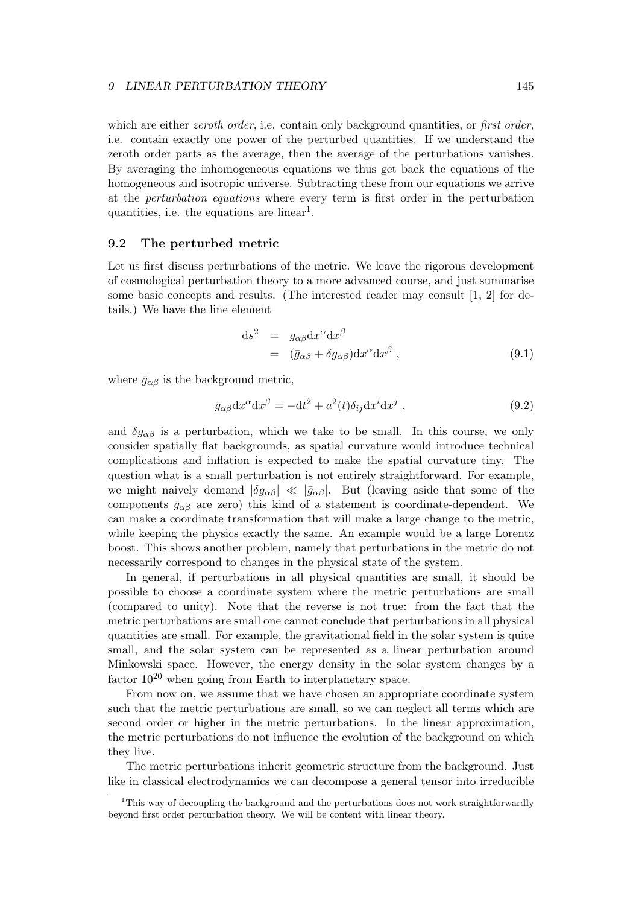which are either *zeroth order*, i.e. contain only background quantities, or *first order*, i.e. contain exactly one power of the perturbed quantities. If we understand the zeroth order parts as the average, then the average of the perturbations vanishes. By averaging the inhomogeneous equations we thus get back the equations of the homogeneous and isotropic universe. Subtracting these from our equations we arrive at the *perturbation equations* where every term is first order in the perturbation quantities, i.e. the equations are linear[1].

## 9.2 The perturbed metric

Let us first discuss perturbations of the metric. We leave the rigorous development of cosmological perturbation theory to a more advanced course, and just summarise some basic concepts and results. (The interested reader may consult [1, 2] for details.) We have the line element

$$
\begin{aligned}
\mathrm{d}s^2 &= g_{\alpha\beta}\mathrm{d}x^\alpha \mathrm{d}x^\beta \\
&= (\bar{g}_{\alpha\beta} + \delta g_{\alpha\beta})\mathrm{d}x^\alpha \mathrm{d}x^\beta \ , \qquad (9.1)
\end{aligned}
$$

where $\bar{g}_{\alpha\beta}$ is the background metric,

$$
\bar{g}_{\alpha\beta}\mathrm{d}x^\alpha \mathrm{d}x^\beta = -\mathrm{d}t^2 + a^2(t)\delta_{ij}\mathrm{d}x^i \mathrm{d}x^j \ , \qquad (9.2)
$$

and $\delta g_{\alpha\beta}$ is a perturbation, which we take to be small. In this course, we only consider spatially flat backgrounds, as spatial curvature would introduce technical complications and inflation is expected to make the spatial curvature tiny. The question what is a small perturbation is not entirely straightforward. For example, we might naively demand $|\delta g_{\alpha\beta}| \ll |\bar{g}_{\alpha\beta}|$. But (leaving aside that some of the components $\bar{g}_{\alpha\beta}$ are zero) this kind of a statement is coordinate-dependent. We can make a coordinate transformation that will make a large change to the metric, while keeping the physics exactly the same. An example would be a large Lorentz boost. This shows another problem, namely that perturbations in the metric do not necessarily correspond to changes in the physical state of the system.

In general, if perturbations in all physical quantities are small, it should be possible to choose a coordinate system where the metric perturbations are small (compared to unity). Note that the reverse is not true: from the fact that the metric perturbations are small one cannot conclude that perturbations in all physical quantities are small. For example, the gravitational field in the solar system is quite small, and the solar system can be represented as a linear perturbation around Minkowski space. However, the energy density in the solar system changes by a factor $10^{20}$ when going from Earth to interplanetary space.

From now on, we assume that we have chosen an appropriate coordinate system such that the metric perturbations are small, so we can neglect all terms which are second order or higher in the metric perturbations. In the linear approximation, the metric perturbations do not influence the evolution of the background on which they live.

The metric perturbations inherit geometric structure from the background. Just like in classical electrodynamics we can decompose a general tensor into irreducible

[1] This way of decoupling the background and the perturbations does not work straightforwardly beyond first order perturbation theory. We will be content with linear theory.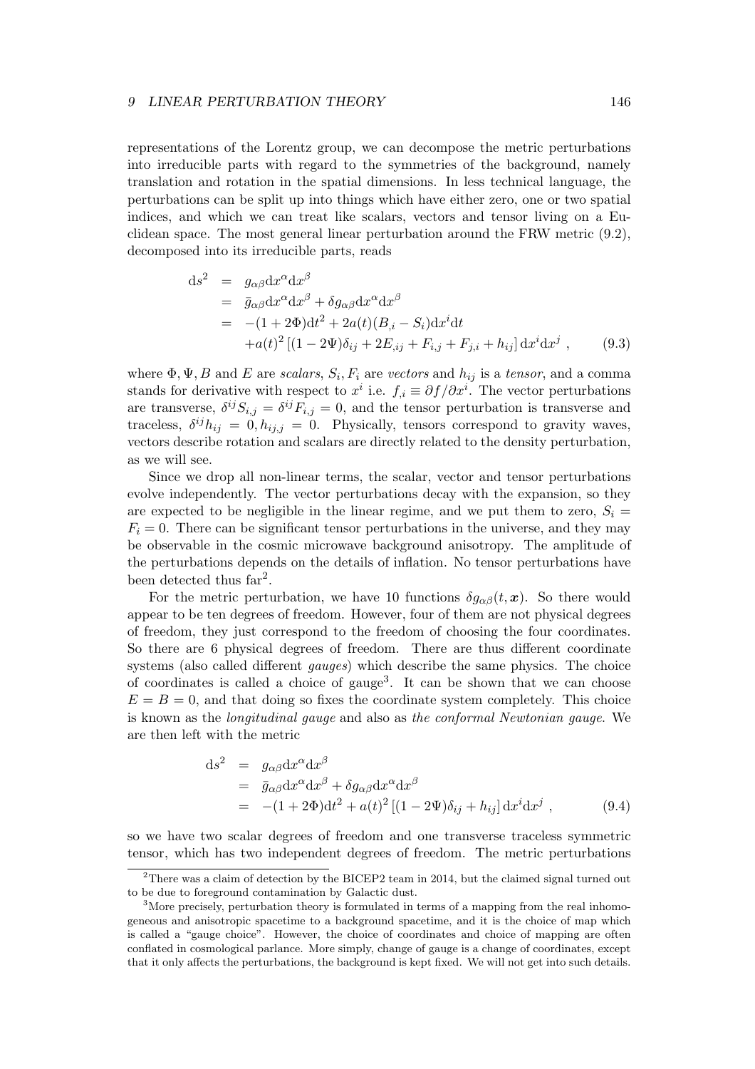representations of the Lorentz group, we can decompose the metric perturbations into irreducible parts with regard to the symmetries of the background, namely translation and rotation in the spatial dimensions. In less technical language, the perturbations can be split up into things which have either zero, one or two spatial indices, and which we can treat like scalars, vectors and tensor living on a Euclidean space. The most general linear perturbation around the FRW metric (9.2), decomposed into its irreducible parts, reads

$$
\begin{aligned}
\mathrm{d}s^2 &= g_{\alpha\beta}\mathrm{d}x^\alpha \mathrm{d}x^\beta \\
&= \bar{g}_{\alpha\beta}\mathrm{d}x^\alpha \mathrm{d}x^\beta + \delta g_{\alpha\beta}\mathrm{d}x^\alpha \mathrm{d}x^\beta \\
&= -(1+2\Phi)\mathrm{d}t^2 + 2a(t)(B_{,i} - S_i)\mathrm{d}x^i \mathrm{d}t \\
&\quad + a(t)^2 \left[(1-2\Psi)\delta_{ij} + 2E_{,ij} + F_{i,j} + F_{j,i} + h_{ij}\right] \mathrm{d}x^i \mathrm{d}x^j \ , \qquad (9.3)
\end{aligned}
$$

where $\Phi, \Psi, B$ and $E$ are *scalars*, $S_i, F_i$ are *vectors* and $h_{ij}$ is a *tensor*, and a comma stands for derivative with respect to $x^i$ i.e. $f_{,i} \equiv \partial f/\partial x^i$. The vector perturbations are transverse, $\delta^{ij} S_{i,j} = \delta^{ij} F_{i,j} = 0$, and the tensor perturbation is transverse and traceless, $\delta^{ij} h_{ij} = 0, h_{ij,j} = 0$. Physically, tensors correspond to gravity waves, vectors describe rotation and scalars are directly related to the density perturbation, as we will see.

Since we drop all non-linear terms, the scalar, vector and tensor perturbations evolve independently. The vector perturbations decay with the expansion, so they are expected to be negligible in the linear regime, and we put them to zero, $S_i = F_i = 0$. There can be significant tensor perturbations in the universe, and they may be observable in the cosmic microwave background anisotropy. The amplitude of the perturbations depends on the details of inflation. No tensor perturbations have been detected thus far[2].

For the metric perturbation, we have 10 functions $\delta g_{\alpha\beta}(t, \boldsymbol{x})$. So there would appear to be ten degrees of freedom. However, four of them are not physical degrees of freedom, they just correspond to the freedom of choosing the four coordinates. So there are 6 physical degrees of freedom. There are thus different coordinate systems (also called different *gauges*) which describe the same physics. The choice of coordinates is called a choice of gauge[3]. It can be shown that we can choose $E = B = 0$, and that doing so fixes the coordinate system completely. This choice is known as the *longitudinal gauge* and also as *the conformal Newtonian gauge*. We are then left with the metric

$$
\begin{aligned}
\mathrm{d}s^2 &= g_{\alpha\beta}\mathrm{d}x^\alpha \mathrm{d}x^\beta \\
&= \bar{g}_{\alpha\beta}\mathrm{d}x^\alpha \mathrm{d}x^\beta + \delta g_{\alpha\beta}\mathrm{d}x^\alpha \mathrm{d}x^\beta \\
&= -(1+2\Phi)\mathrm{d}t^2 + a(t)^2 \left[(1-2\Psi)\delta_{ij} + h_{ij}\right] \mathrm{d}x^i \mathrm{d}x^j \ , \qquad (9.4)
\end{aligned}
$$

so we have two scalar degrees of freedom and one transverse traceless symmetric tensor, which has two independent degrees of freedom. The metric perturbations

[2] There was a claim of detection by the BICEP2 team in 2014, but the claimed signal turned out to be due to foreground contamination by Galactic dust.

[3] More precisely, perturbation theory is formulated in terms of a mapping from the real inhomogeneous and anisotropic spacetime to a background spacetime, and it is the choice of map which is called a "gauge choice". However, the choice of coordinates and choice of mapping are often conflated in cosmological parlance. More simply, change of gauge is a change of coordinates, except that it only affects the perturbations, the background is kept fixed. We will not get into such details.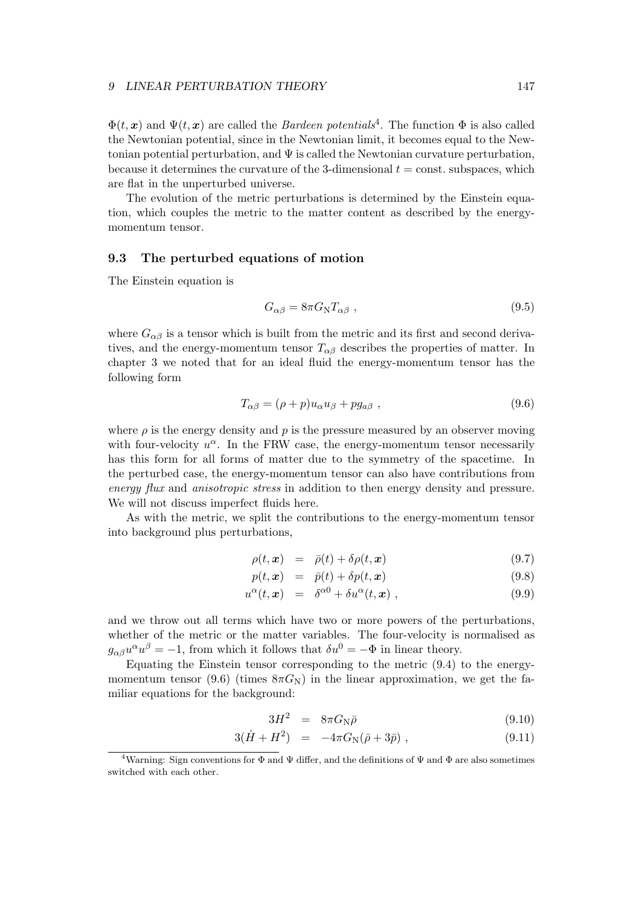$\Phi(t, \boldsymbol{x})$ and $\Psi(t, \boldsymbol{x})$ are called the *Bardeen potentials*[4]. The function $\Phi$ is also called the Newtonian potential, since in the Newtonian limit, it becomes equal to the Newtonian potential perturbation, and $\Psi$ is called the Newtonian curvature perturbation, because it determines the curvature of the 3-dimensional $t =$ const. subspaces, which are flat in the unperturbed universe.

The evolution of the metric perturbations is determined by the Einstein equation, which couples the metric to the matter content as described by the energy-momentum tensor.

### 9.3 The perturbed equations of motion

The Einstein equation is

$$G_{\alpha\beta} = 8\pi G_{\rm N} T_{\alpha\beta} \ , \tag{9.5}$$

where $G_{\alpha\beta}$ is a tensor which is built from the metric and its first and second derivatives, and the energy-momentum tensor $T_{\alpha\beta}$ describes the properties of matter. In chapter 3 we noted that for an ideal fluid the energy-momentum tensor has the following form

$$T_{\alpha\beta} = (\rho + p) u_\alpha u_\beta + p g_{a\beta} \ , \tag{9.6}$$

where $\rho$ is the energy density and $p$ is the pressure measured by an observer moving with four-velocity $u^\alpha$. In the FRW case, the energy-momentum tensor necessarily has this form for all forms of matter due to the symmetry of the spacetime. In the perturbed case, the energy-momentum tensor can also have contributions from *energy flux* and *anisotropic stress* in addition to then energy density and pressure. We will not discuss imperfect fluids here.

As with the metric, we split the contributions to the energy-momentum tensor into background plus perturbations,

$$\rho(t, \boldsymbol{x}) = \bar{\rho}(t) + \delta\rho(t, \boldsymbol{x}) \tag{9.7}$$

$$p(t, \boldsymbol{x}) = \bar{p}(t) + \delta p(t, \boldsymbol{x}) \tag{9.8}$$

$$u^\alpha(t, \boldsymbol{x}) = \delta^{\alpha 0} + \delta u^\alpha(t, \boldsymbol{x}) \ , \tag{9.9}$$

and we throw out all terms which have two or more powers of the perturbations, whether of the metric or the matter variables. The four-velocity is normalised as $g_{\alpha\beta} u^\alpha u^\beta = -1$, from which it follows that $\delta u^0 = -\Phi$ in linear theory.

Equating the Einstein tensor corresponding to the metric (9.4) to the energy-momentum tensor (9.6) (times $8\pi G_{\rm N}$) in the linear approximation, we get the familiar equations for the background:

$$3H^2 = 8\pi G_{\rm N} \bar{\rho} \tag{9.10}$$

$$3(\dot{H} + H^2) = -4\pi G_{\rm N} (\bar{\rho} + 3\bar{p}) \ , \tag{9.11}$$

[4] Warning: Sign conventions for $\Phi$ and $\Psi$ differ, and the definitions of $\Psi$ and $\Phi$ are also sometimes switched with each other.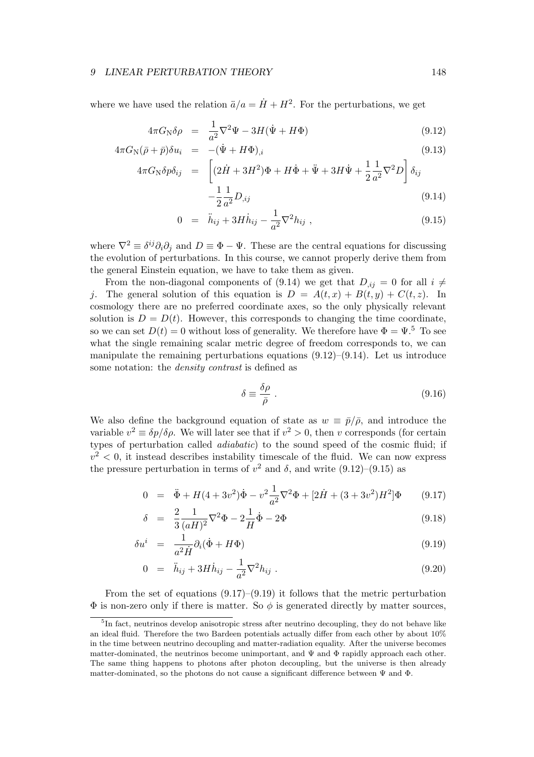where we have used the relation $\ddot{a}/a = \dot{H} + H^2$. For the perturbations, we get

$$
\begin{aligned}
4\pi G_{\rm N}\delta\rho &= \frac{1}{a^2}\nabla^2\Psi - 3H(\dot{\Psi} + H\Phi) &(9.12)\\
4\pi G_{\rm N}(\bar{\rho}+\bar{p})\delta u_i &= -(\dot{\Psi} + H\Phi)_{,i} &(9.13)\\
4\pi G_{\rm N}\delta p\delta_{ij} &= \left[(2\dot{H}+3H^2)\Phi + H\dot{\Phi} + \ddot{\Psi} + 3H\dot{\Psi} + \frac{1}{2}\frac{1}{a^2}\nabla^2 D\right]\delta_{ij} \\
&\quad -\frac{1}{2}\frac{1}{a^2}D_{,ij} &(9.14)\\
0 &= \ddot{h}_{ij} + 3H\dot{h}_{ij} - \frac{1}{a^2}\nabla^2 h_{ij} \ , &(9.15)
\end{aligned}
$$

where $\nabla^2 \equiv \delta^{ij}\partial_i\partial_j$ and $D \equiv \Phi - \Psi$. These are the central equations for discussing the evolution of perturbations. In this course, we cannot properly derive them from the general Einstein equation, we have to take them as given.

From the non-diagonal components of (9.14) we get that $D_{,ij} = 0$ for all $i \neq j$. The general solution of this equation is $D = A(t,x) + B(t,y) + C(t,z)$. In cosmology there are no preferred coordinate axes, so the only physically relevant solution is $D = D(t)$. However, this corresponds to changing the time coordinate, so we can set $D(t) = 0$ without loss of generality. We therefore have $\Phi = \Psi$.[5] To see what the single remaining scalar metric degree of freedom corresponds to, we can manipulate the remaining perturbations equations (9.12)–(9.14). Let us introduce some notation: the *density contrast* is defined as

$$
\delta \equiv \frac{\delta\rho}{\bar{\rho}} \ . \tag{9.16}
$$

We also define the background equation of state as $w \equiv \bar{p}/\bar{\rho}$, and introduce the variable $v^2 \equiv \delta p/\delta\rho$. We will later see that if $v^2 > 0$, then $v$ corresponds (for certain types of perturbation called *adiabatic*) to the sound speed of the cosmic fluid; if $v^2 < 0$, it instead describes instability timescale of the fluid. We can now express the pressure perturbation in terms of $v^2$ and $\delta$, and write (9.12)–(9.15) as

$$
\begin{aligned}
0 &= \ddot{\Phi} + H(4+3v^2)\dot{\Phi} - v^2\frac{1}{a^2}\nabla^2\Phi + [2\dot{H} + (3+3v^2)H^2]\Phi &(9.17)\\
\delta &= \frac{2}{3}\frac{1}{(aH)^2}\nabla^2\Phi - 2\frac{1}{H}\dot{\Phi} - 2\Phi &(9.18)\\
\delta u^i &= \frac{1}{a^2\dot{H}}\partial_i(\dot{\Phi} + H\Phi) &(9.19)\\
0 &= \ddot{h}_{ij} + 3H\dot{h}_{ij} - \frac{1}{a^2}\nabla^2 h_{ij} \ . &(9.20)
\end{aligned}
$$

From the set of equations (9.17)–(9.19) it follows that the metric perturbation $\Phi$ is non-zero only if there is matter. So $\phi$ is generated directly by matter sources,

[5] In fact, neutrinos develop anisotropic stress after neutrino decoupling, they do not behave like an ideal fluid. Therefore the two Bardeen potentials actually differ from each other by about 10% in the time between neutrino decoupling and matter-radiation equality. After the universe becomes matter-dominated, the neutrinos become unimportant, and $\Psi$ and $\Phi$ rapidly approach each other. The same thing happens to photons after photon decoupling, but the universe is then already matter-dominated, so the photons do not cause a significant difference between $\Psi$ and $\Phi$.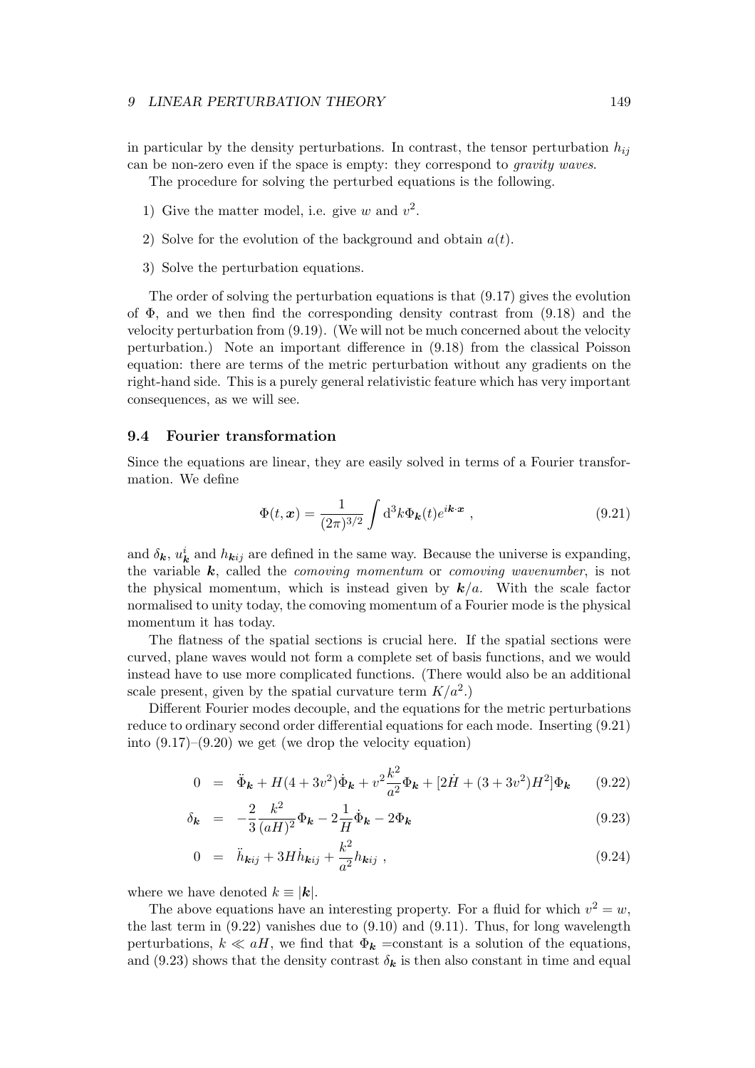in particular by the density perturbations. In contrast, the tensor perturbation $h_{ij}$ can be non-zero even if the space is empty: they correspond to *gravity waves*.

The procedure for solving the perturbed equations is the following.

1) Give the matter model, i.e. give $w$ and $v^2$.

2) Solve for the evolution of the background and obtain $a(t)$.

3) Solve the perturbation equations.

The order of solving the perturbation equations is that (9.17) gives the evolution of $\Phi$, and we then find the corresponding density contrast from (9.18) and the velocity perturbation from (9.19). (We will not be much concerned about the velocity perturbation.) Note an important difference in (9.18) from the classical Poisson equation: there are terms of the metric perturbation without any gradients on the right-hand side. This is a purely general relativistic feature which has very important consequences, as we will see.

## 9.4 Fourier transformation

Since the equations are linear, they are easily solved in terms of a Fourier transformation. We define

$$\Phi(t, \boldsymbol{x}) = \frac{1}{(2\pi)^{3/2}} \int \mathrm{d}^3 k \Phi_{\boldsymbol{k}}(t) e^{i\boldsymbol{k}\cdot\boldsymbol{x}} \ , \tag{9.21}$$

and $\delta_{\boldsymbol{k}}$, $u^i_{\boldsymbol{k}}$ and $h_{\boldsymbol{k}ij}$ are defined in the same way. Because the universe is expanding, the variable $\boldsymbol{k}$, called the *comoving momentum* or *comoving wavenumber*, is not the physical momentum, which is instead given by $\boldsymbol{k}/a$. With the scale factor normalised to unity today, the comoving momentum of a Fourier mode is the physical momentum it has today.

The flatness of the spatial sections is crucial here. If the spatial sections were curved, plane waves would not form a complete set of basis functions, and we would instead have to use more complicated functions. (There would also be an additional scale present, given by the spatial curvature term $K/a^2$.)

Different Fourier modes decouple, and the equations for the metric perturbations reduce to ordinary second order differential equations for each mode. Inserting (9.21) into (9.17)–(9.20) we get (we drop the velocity equation)

$$0 = \ddot{\Phi}_{\boldsymbol{k}} + H(4 + 3v^2)\dot{\Phi}_{\boldsymbol{k}} + v^2 \frac{k^2}{a^2}\Phi_{\boldsymbol{k}} + [2\dot{H} + (3 + 3v^2)H^2]\Phi_{\boldsymbol{k}} \tag{9.22}$$

$$\delta_{\boldsymbol{k}} = -\frac{2}{3}\frac{k^2}{(aH)^2}\Phi_{\boldsymbol{k}} - 2\frac{1}{H}\dot{\Phi}_{\boldsymbol{k}} - 2\Phi_{\boldsymbol{k}} \tag{9.23}$$

$$0 = \ddot{h}_{\boldsymbol{k}ij} + 3H\dot{h}_{\boldsymbol{k}ij} + \frac{k^2}{a^2}h_{\boldsymbol{k}ij} \ , \tag{9.24}$$

where we have denoted $k \equiv |\boldsymbol{k}|$.

The above equations have an interesting property. For a fluid for which $v^2 = w$, the last term in (9.22) vanishes due to (9.10) and (9.11). Thus, for long wavelength perturbations, $k \ll aH$, we find that $\Phi_{\boldsymbol{k}}$ =constant is a solution of the equations, and (9.23) shows that the density contrast $\delta_{\boldsymbol{k}}$ is then also constant in time and equal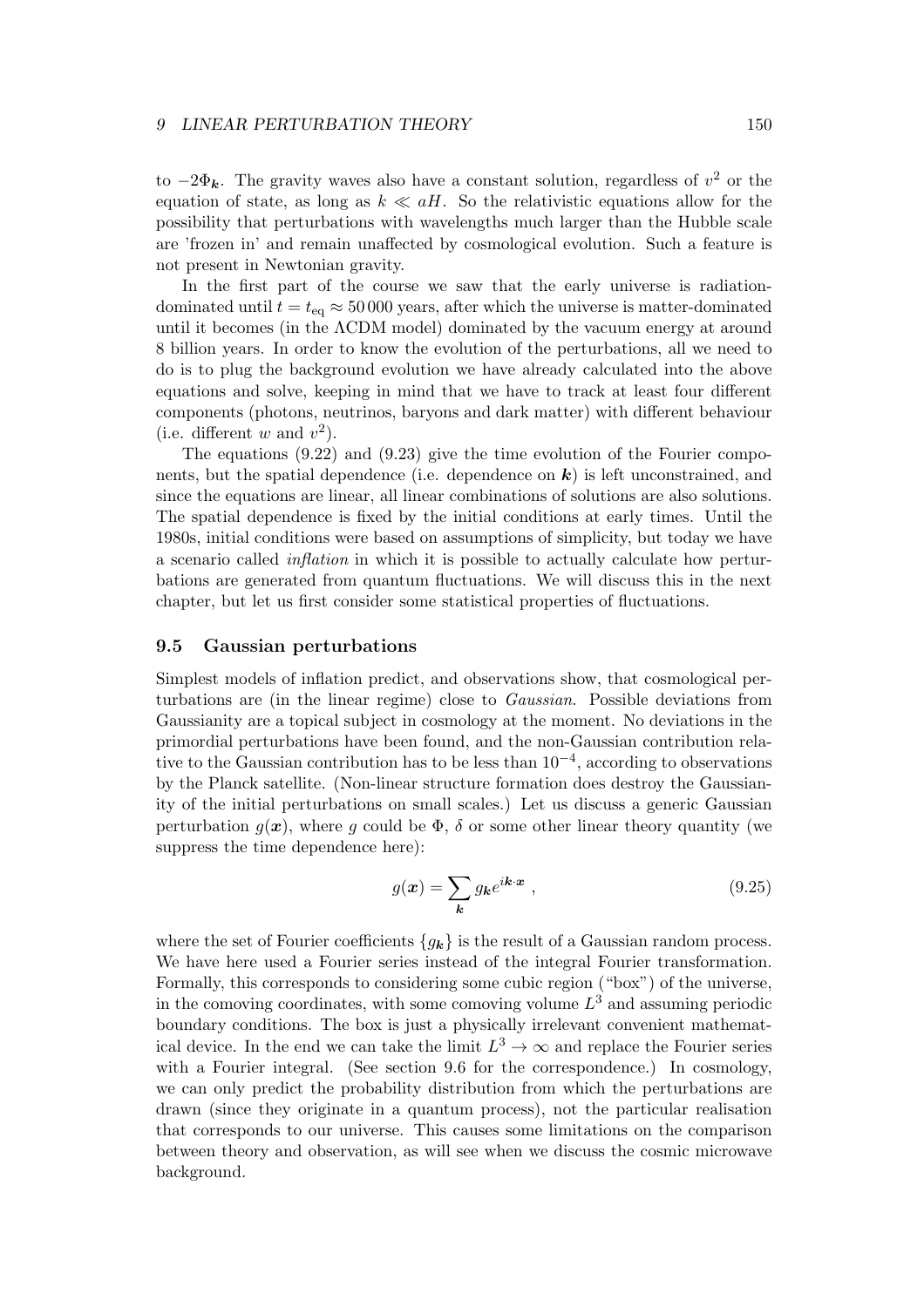to $-2\Phi_{\boldsymbol{k}}$. The gravity waves also have a constant solution, regardless of $v^2$ or the equation of state, as long as $k \ll aH$. So the relativistic equations allow for the possibility that perturbations with wavelengths much larger than the Hubble scale are 'frozen in' and remain unaffected by cosmological evolution. Such a feature is not present in Newtonian gravity.

In the first part of the course we saw that the early universe is radiation-dominated until $t = t_{\rm eq} \approx 50\,000$ years, after which the universe is matter-dominated until it becomes (in the $\Lambda$CDM model) dominated by the vacuum energy at around 8 billion years. In order to know the evolution of the perturbations, all we need to do is to plug the background evolution we have already calculated into the above equations and solve, keeping in mind that we have to track at least four different components (photons, neutrinos, baryons and dark matter) with different behaviour (i.e. different $w$ and $v^2$).

The equations (9.22) and (9.23) give the time evolution of the Fourier components, but the spatial dependence (i.e. dependence on $\boldsymbol{k}$) is left unconstrained, and since the equations are linear, all linear combinations of solutions are also solutions. The spatial dependence is fixed by the initial conditions at early times. Until the 1980s, initial conditions were based on assumptions of simplicity, but today we have a scenario called *inflation* in which it is possible to actually calculate how perturbations are generated from quantum fluctuations. We will discuss this in the next chapter, but let us first consider some statistical properties of fluctuations.

### 9.5 Gaussian perturbations

Simplest models of inflation predict, and observations show, that cosmological perturbations are (in the linear regime) close to *Gaussian*. Possible deviations from Gaussianity are a topical subject in cosmology at the moment. No deviations in the primordial perturbations have been found, and the non-Gaussian contribution relative to the Gaussian contribution has to be less than $10^{-4}$, according to observations by the Planck satellite. (Non-linear structure formation does destroy the Gaussianity of the initial perturbations on small scales.) Let us discuss a generic Gaussian perturbation $g(\boldsymbol{x})$, where $g$ could be $\Phi$, $\delta$ or some other linear theory quantity (we suppress the time dependence here):

$$g(\boldsymbol{x}) = \sum_{\boldsymbol{k}} g_{\boldsymbol{k}} e^{i\boldsymbol{k}\cdot\boldsymbol{x}} \ , \tag{9.25}$$

where the set of Fourier coefficients $\{g_{\boldsymbol{k}}\}$ is the result of a Gaussian random process. We have here used a Fourier series instead of the integral Fourier transformation. Formally, this corresponds to considering some cubic region ("box") of the universe, in the comoving coordinates, with some comoving volume $L^3$ and assuming periodic boundary conditions. The box is just a physically irrelevant convenient mathematical device. In the end we can take the limit $L^3 \to \infty$ and replace the Fourier series with a Fourier integral. (See section 9.6 for the correspondence.) In cosmology, we can only predict the probability distribution from which the perturbations are drawn (since they originate in a quantum process), not the particular realisation that corresponds to our universe. This causes some limitations on the comparison between theory and observation, as will see when we discuss the cosmic microwave background.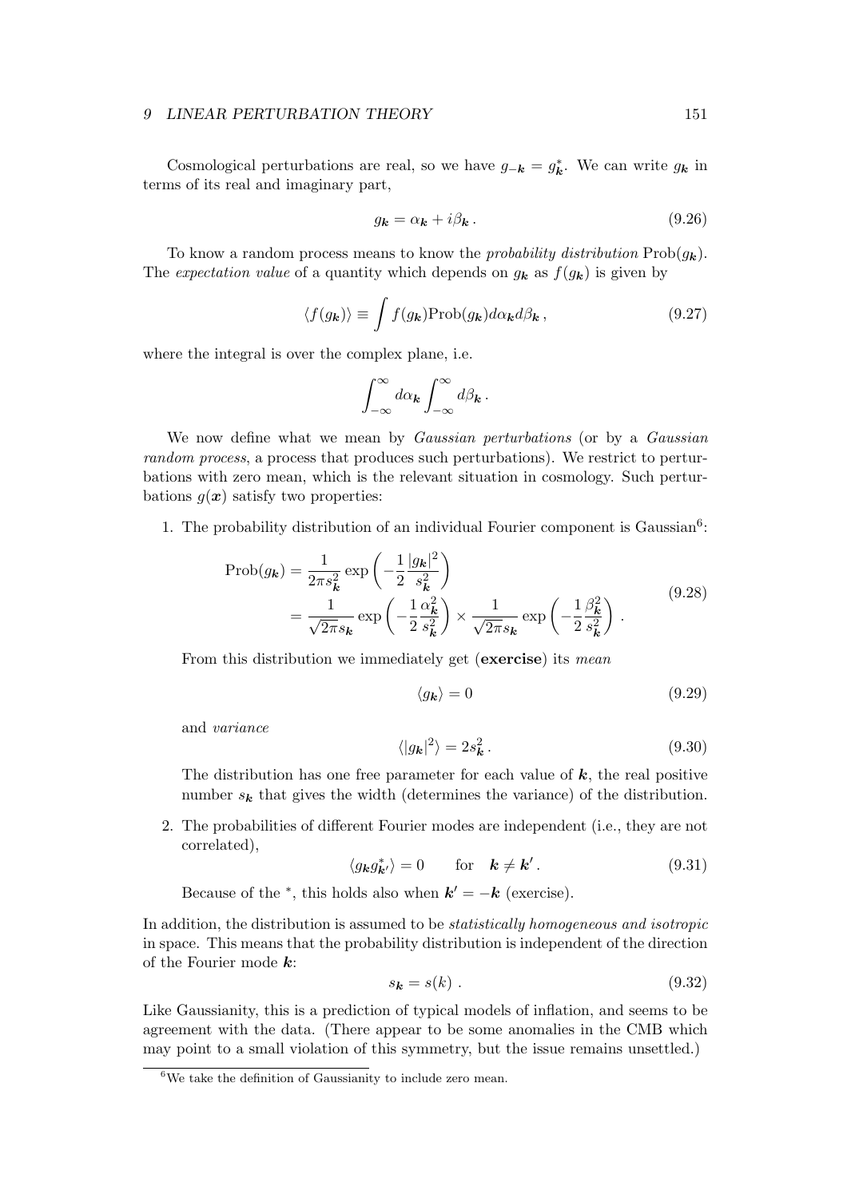Cosmological perturbations are real, so we have $g_{-\boldsymbol{k}} = g^*_{\boldsymbol{k}}$. We can write $g_{\boldsymbol{k}}$ in terms of its real and imaginary part,

$$g_{\boldsymbol{k}} = \alpha_{\boldsymbol{k}} + i\beta_{\boldsymbol{k}} \,. \tag{9.26}$$

To know a random process means to know the *probability distribution* $\text{Prob}(g_{\boldsymbol{k}})$. The *expectation value* of a quantity which depends on $g_{\boldsymbol{k}}$ as $f(g_{\boldsymbol{k}})$ is given by

$$\langle f(g_{\boldsymbol{k}}) \rangle \equiv \int f(g_{\boldsymbol{k}}) \text{Prob}(g_{\boldsymbol{k}}) d\alpha_{\boldsymbol{k}} d\beta_{\boldsymbol{k}} \,, \tag{9.27}$$

where the integral is over the complex plane, i.e.

$$\int_{-\infty}^{\infty} d\alpha_{\boldsymbol{k}} \int_{-\infty}^{\infty} d\beta_{\boldsymbol{k}} \,.$$

We now define what we mean by *Gaussian perturbations* (or by a *Gaussian random process*, a process that produces such perturbations). We restrict to perturbations with zero mean, which is the relevant situation in cosmology. Such perturbations $g(\boldsymbol{x})$ satisfy two properties:

1. The probability distribution of an individual Fourier component is Gaussian[6]:

$$\begin{aligned} \text{Prob}(g_{\boldsymbol{k}}) &= \frac{1}{2\pi s^2_{\boldsymbol{k}}} \exp\left(-\frac{1}{2}\frac{|g_{\boldsymbol{k}}|^2}{s^2_{\boldsymbol{k}}}\right) \\ &= \frac{1}{\sqrt{2\pi} s_{\boldsymbol{k}}} \exp\left(-\frac{1}{2}\frac{\alpha^2_{\boldsymbol{k}}}{s^2_{\boldsymbol{k}}}\right) \times \frac{1}{\sqrt{2\pi} s_{\boldsymbol{k}}} \exp\left(-\frac{1}{2}\frac{\beta^2_{\boldsymbol{k}}}{s^2_{\boldsymbol{k}}}\right) \,. \end{aligned} \tag{9.28}$$

   From this distribution we immediately get (**exercise**) its *mean*

$$\langle g_{\boldsymbol{k}} \rangle = 0 \tag{9.29}$$

   and *variance*

$$\langle |g_{\boldsymbol{k}}|^2 \rangle = 2 s^2_{\boldsymbol{k}} \,. \tag{9.30}$$

   The distribution has one free parameter for each value of $\boldsymbol{k}$, the real positive number $s_{\boldsymbol{k}}$ that gives the width (determines the variance) of the distribution.

2. The probabilities of different Fourier modes are independent (i.e., they are not correlated),

$$\langle g_{\boldsymbol{k}} g^*_{\boldsymbol{k}'} \rangle = 0 \qquad \text{for} \quad \boldsymbol{k} \neq \boldsymbol{k}' \,. \tag{9.31}$$

   Because of the $^*$, this holds also when $\boldsymbol{k}' = -\boldsymbol{k}$ (exercise).

In addition, the distribution is assumed to be *statistically homogeneous and isotropic* in space. This means that the probability distribution is independent of the direction of the Fourier mode $\boldsymbol{k}$:

$$s_{\boldsymbol{k}} = s(k) \,. \tag{9.32}$$

Like Gaussianity, this is a prediction of typical models of inflation, and seems to be agreement with the data. (There appear to be some anomalies in the CMB which may point to a small violation of this symmetry, but the issue remains unsettled.)

[6] We take the definition of Gaussianity to include zero mean.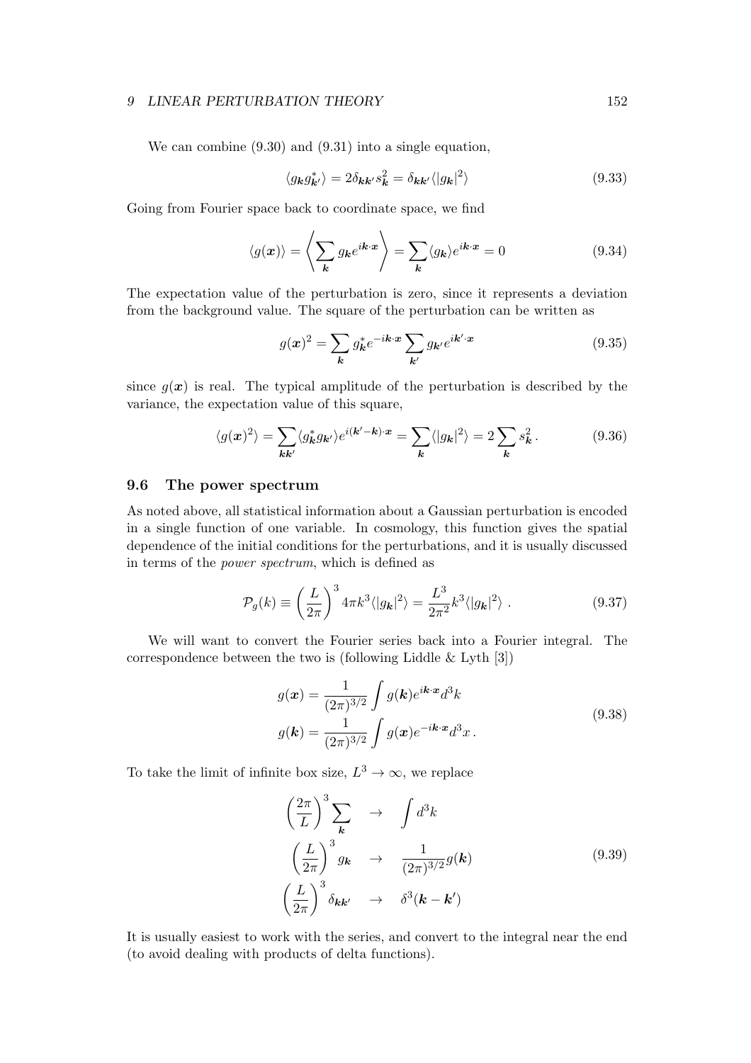We can combine (9.30) and (9.31) into a single equation,

$$\langle g_{\boldsymbol{k}} g^*_{\boldsymbol{k}'} \rangle = 2\delta_{\boldsymbol{k}\boldsymbol{k}'} s^2_{\boldsymbol{k}} = \delta_{\boldsymbol{k}\boldsymbol{k}'} \langle |g_{\boldsymbol{k}}|^2 \rangle \tag{9.33}$$

Going from Fourier space back to coordinate space, we find

$$\langle g(\boldsymbol{x}) \rangle = \left\langle \sum_{\boldsymbol{k}} g_{\boldsymbol{k}} e^{i\boldsymbol{k}\cdot\boldsymbol{x}} \right\rangle = \sum_{\boldsymbol{k}} \langle g_{\boldsymbol{k}} \rangle e^{i\boldsymbol{k}\cdot\boldsymbol{x}} = 0 \tag{9.34}$$

The expectation value of the perturbation is zero, since it represents a deviation from the background value. The square of the perturbation can be written as

$$g(\boldsymbol{x})^2 = \sum_{\boldsymbol{k}} g^*_{\boldsymbol{k}} e^{-i\boldsymbol{k}\cdot\boldsymbol{x}} \sum_{\boldsymbol{k}'} g_{\boldsymbol{k}'} e^{i\boldsymbol{k}'\cdot\boldsymbol{x}} \tag{9.35}$$

since $g(\boldsymbol{x})$ is real. The typical amplitude of the perturbation is described by the variance, the expectation value of this square,

$$\langle g(\boldsymbol{x})^2 \rangle = \sum_{\boldsymbol{k}\boldsymbol{k}'} \langle g^*_{\boldsymbol{k}} g_{\boldsymbol{k}'} \rangle e^{i(\boldsymbol{k}'-\boldsymbol{k})\cdot\boldsymbol{x}} = \sum_{\boldsymbol{k}} \langle |g_{\boldsymbol{k}}|^2 \rangle = 2\sum_{\boldsymbol{k}} s^2_{\boldsymbol{k}} \,. \tag{9.36}$$

### 9.6 The power spectrum

As noted above, all statistical information about a Gaussian perturbation is encoded in a single function of one variable. In cosmology, this function gives the spatial dependence of the initial conditions for the perturbations, and it is usually discussed in terms of the *power spectrum*, which is defined as

$$\mathcal{P}_g(k) \equiv \left(\frac{L}{2\pi}\right)^3 4\pi k^3 \langle |g_{\boldsymbol{k}}|^2 \rangle = \frac{L^3}{2\pi^2} k^3 \langle |g_{\boldsymbol{k}}|^2 \rangle \;. \tag{9.37}$$

We will want to convert the Fourier series back into a Fourier integral. The correspondence between the two is (following Liddle & Lyth [3])

$$\begin{aligned} g(\boldsymbol{x}) &= \frac{1}{(2\pi)^{3/2}} \int g(\boldsymbol{k}) e^{i\boldsymbol{k}\cdot\boldsymbol{x}} d^3k \\ g(\boldsymbol{k}) &= \frac{1}{(2\pi)^{3/2}} \int g(\boldsymbol{x}) e^{-i\boldsymbol{k}\cdot\boldsymbol{x}} d^3x \,. \end{aligned} \tag{9.38}$$

To take the limit of infinite box size, $L^3 \to \infty$, we replace

$$\begin{aligned} \left(\frac{2\pi}{L}\right)^3 \sum_{\boldsymbol{k}} \quad &\to \quad \int d^3k \\ \left(\frac{L}{2\pi}\right)^3 g_{\boldsymbol{k}} \quad &\to \quad \frac{1}{(2\pi)^{3/2}} g(\boldsymbol{k}) \\ \left(\frac{L}{2\pi}\right)^3 \delta_{\boldsymbol{k}\boldsymbol{k}'} \quad &\to \quad \delta^3(\boldsymbol{k}-\boldsymbol{k}') \end{aligned} \tag{9.39}$$

It is usually easiest to work with the series, and convert to the integral near the end (to avoid dealing with products of delta functions).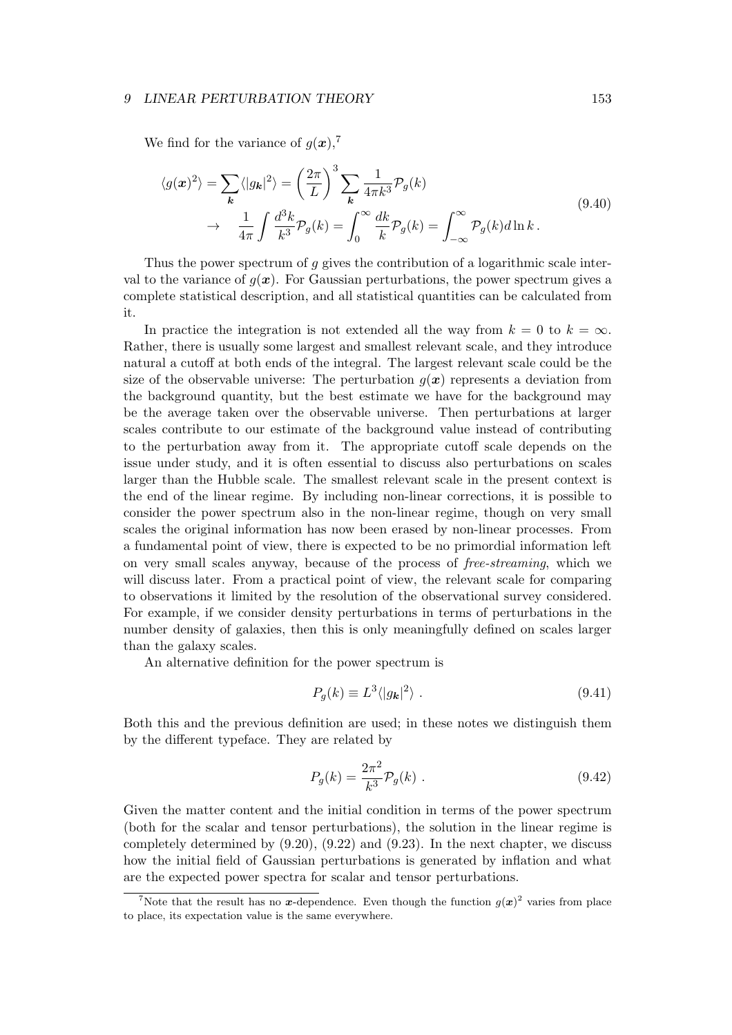We find for the variance of $g(\boldsymbol{x})$,[7]

$$
\begin{aligned}
\langle g(\boldsymbol{x})^2 \rangle &= \sum_{\boldsymbol{k}} \langle |g_{\boldsymbol{k}}|^2 \rangle = \left(\frac{2\pi}{L}\right)^3 \sum_{\boldsymbol{k}} \frac{1}{4\pi k^3} \mathcal{P}_g(k) \\
&\to \quad \frac{1}{4\pi} \int \frac{d^3k}{k^3} \mathcal{P}_g(k) = \int_0^\infty \frac{dk}{k} \mathcal{P}_g(k) = \int_{-\infty}^{\infty} \mathcal{P}_g(k) d\ln k \,.
\end{aligned}
\tag{9.40}
$$

Thus the power spectrum of $g$ gives the contribution of a logarithmic scale interval to the variance of $g(\boldsymbol{x})$. For Gaussian perturbations, the power spectrum gives a complete statistical description, and all statistical quantities can be calculated from it.

In practice the integration is not extended all the way from $k = 0$ to $k = \infty$. Rather, there is usually some largest and smallest relevant scale, and they introduce natural a cutoff at both ends of the integral. The largest relevant scale could be the size of the observable universe: The perturbation $g(\boldsymbol{x})$ represents a deviation from the background quantity, but the best estimate we have for the background may be the average taken over the observable universe. Then perturbations at larger scales contribute to our estimate of the background value instead of contributing to the perturbation away from it. The appropriate cutoff scale depends on the issue under study, and it is often essential to discuss also perturbations on scales larger than the Hubble scale. The smallest relevant scale in the present context is the end of the linear regime. By including non-linear corrections, it is possible to consider the power spectrum also in the non-linear regime, though on very small scales the original information has now been erased by non-linear processes. From a fundamental point of view, there is expected to be no primordial information left on very small scales anyway, because of the process of *free-streaming*, which we will discuss later. From a practical point of view, the relevant scale for comparing to observations it limited by the resolution of the observational survey considered. For example, if we consider density perturbations in terms of perturbations in the number density of galaxies, then this is only meaningfully defined on scales larger than the galaxy scales.

An alternative definition for the power spectrum is

$$
P_g(k) \equiv L^3 \langle |g_{\boldsymbol{k}}|^2 \rangle \,. \tag{9.41}
$$

Both this and the previous definition are used; in these notes we distinguish them by the different typeface. They are related by

$$
P_g(k) = \frac{2\pi^2}{k^3} \mathcal{P}_g(k) \,. \tag{9.42}
$$

Given the matter content and the initial condition in terms of the power spectrum (both for the scalar and tensor perturbations), the solution in the linear regime is completely determined by (9.20), (9.22) and (9.23). In the next chapter, we discuss how the initial field of Gaussian perturbations is generated by inflation and what are the expected power spectra for scalar and tensor perturbations.

[7] Note that the result has no $\boldsymbol{x}$-dependence. Even though the function $g(\boldsymbol{x})^2$ varies from place to place, its expectation value is the same everywhere.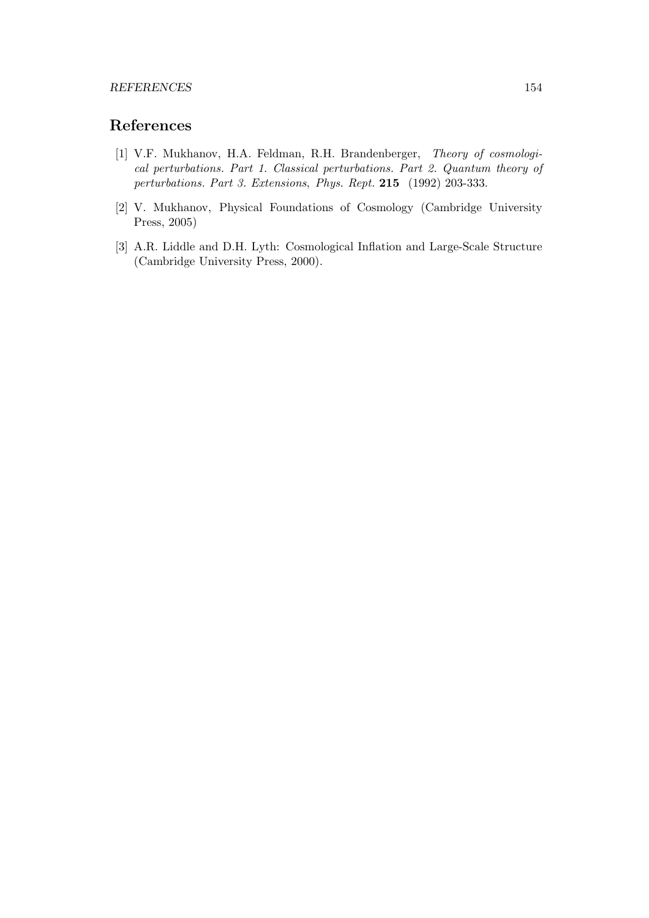# References

[1] V.F. Mukhanov, H.A. Feldman, R.H. Brandenberger, *Theory of cosmological perturbations. Part 1. Classical perturbations. Part 2. Quantum theory of perturbations. Part 3. Extensions*, *Phys. Rept.* **215** (1992) 203-333.

[2] V. Mukhanov, Physical Foundations of Cosmology (Cambridge University Press, 2005)

[3] A.R. Liddle and D.H. Lyth: Cosmological Inflation and Large-Scale Structure (Cambridge University Press, 2000).